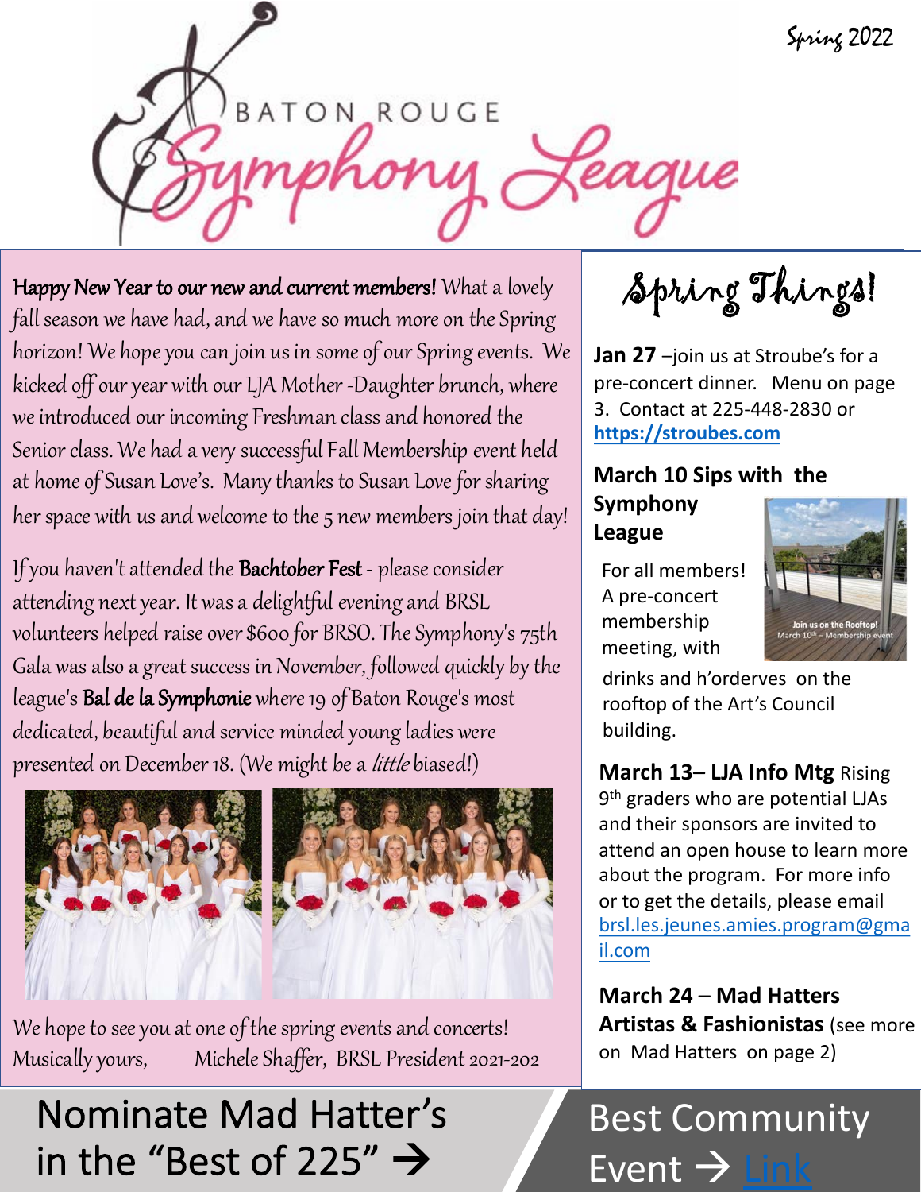Spring 2022

# Baton Rouge Symphony League

**Happy New Year to our new and current members!** What a lovely fall season we have had, and we have so much more on the Spring horizon! We hope you can join us in some of our Spring events. We kicked off our year with our LJA Mother -Daughter brunch, where we introduced our incoming Freshman class and honored the Senior class. We had a very successful Fall Membership event held at home of Susan Love's. Many thanks to Susan Love for sharing her space with us and welcome to the 5 new members join that day!

If you haven't attended the **Bachtober Fest** - please consider attending next year. It was a delightful evening and BRSL volunteers helped raise over $600 for BRSO. The Symphony's 75th Gala was also a great success in November, followed quickly by the league's **Bal de la Symphonie** where 19 of Baton Rouge's most dedicated, beautiful and service minded young ladies were presented on December 18. (We might be a *little* biased!)

We hope to see you at one of the spring events and concerts!
Musically yours, Michele Shaffer, BRSL President 2021-202

## Spring Things!

**Jan 27** –join us at Stroube's for a pre-concert dinner. Menu on page 3. Contact at 225-448-2830 or **https://stroubes.com**

**March 10 Sips with the Symphony League**

For all members! A pre-concert membership meeting, with drinks and h'orderves on the rooftop of the Art's Council building.

Join us on the Rooftop! March 10th – Membership event

**March 13– LJA Info Mtg** Rising 9th graders who are potential LJAs and their sponsors are invited to attend an open house to learn more about the program. For more info or to get the details, please email brsl.les.jeunes.amies.program@gmail.com

**March 24** – **Mad Hatters Artistas & Fashionistas** (see more on Mad Hatters on page 2)

Nominate Mad Hatter's in the "Best of 225" → Best Community Event → Link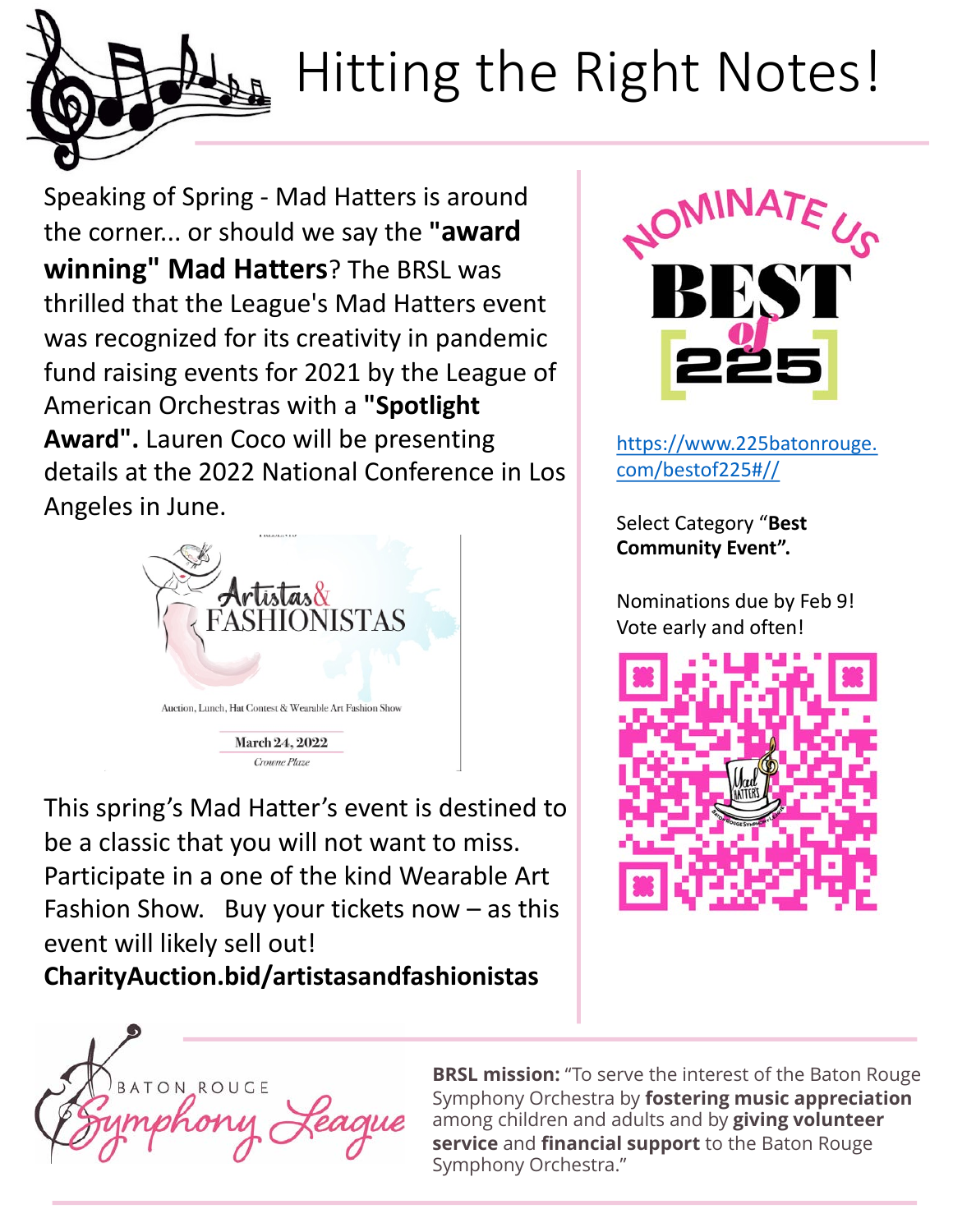# Hitting the Right Notes!

Speaking of Spring - Mad Hatters is around the corner... or should we say the **"award winning" Mad Hatters**? The BRSL was thrilled that the League's Mad Hatters event was recognized for its creativity in pandemic fund raising events for 2021 by the League of American Orchestras with a **"Spotlight Award".** Lauren Coco will be presenting details at the 2022 National Conference in Los Angeles in June.

Artistas & FASHIONISTAS

Auction, Lunch, Hat Contest & Wearable Art Fashion Show

March 24, 2022

*Crowne Plaza*

This spring's Mad Hatter's event is destined to be a classic that you will not want to miss. Participate in a one of the kind Wearable Art Fashion Show. Buy your tickets now – as this event will likely sell out!

**CharityAuction.bid/artistasandfashionistas**

NOMINATE US BEST of 225

https://www.225batonrouge.com/bestof225#//

Select Category "**Best Community Event".**

Nominations due by Feb 9!
Vote early and often!

BATON ROUGE Symphony League

**BRSL mission:** "To serve the interest of the Baton Rouge Symphony Orchestra by **fostering music appreciation** among children and adults and by **giving volunteer service** and **financial support** to the Baton Rouge Symphony Orchestra."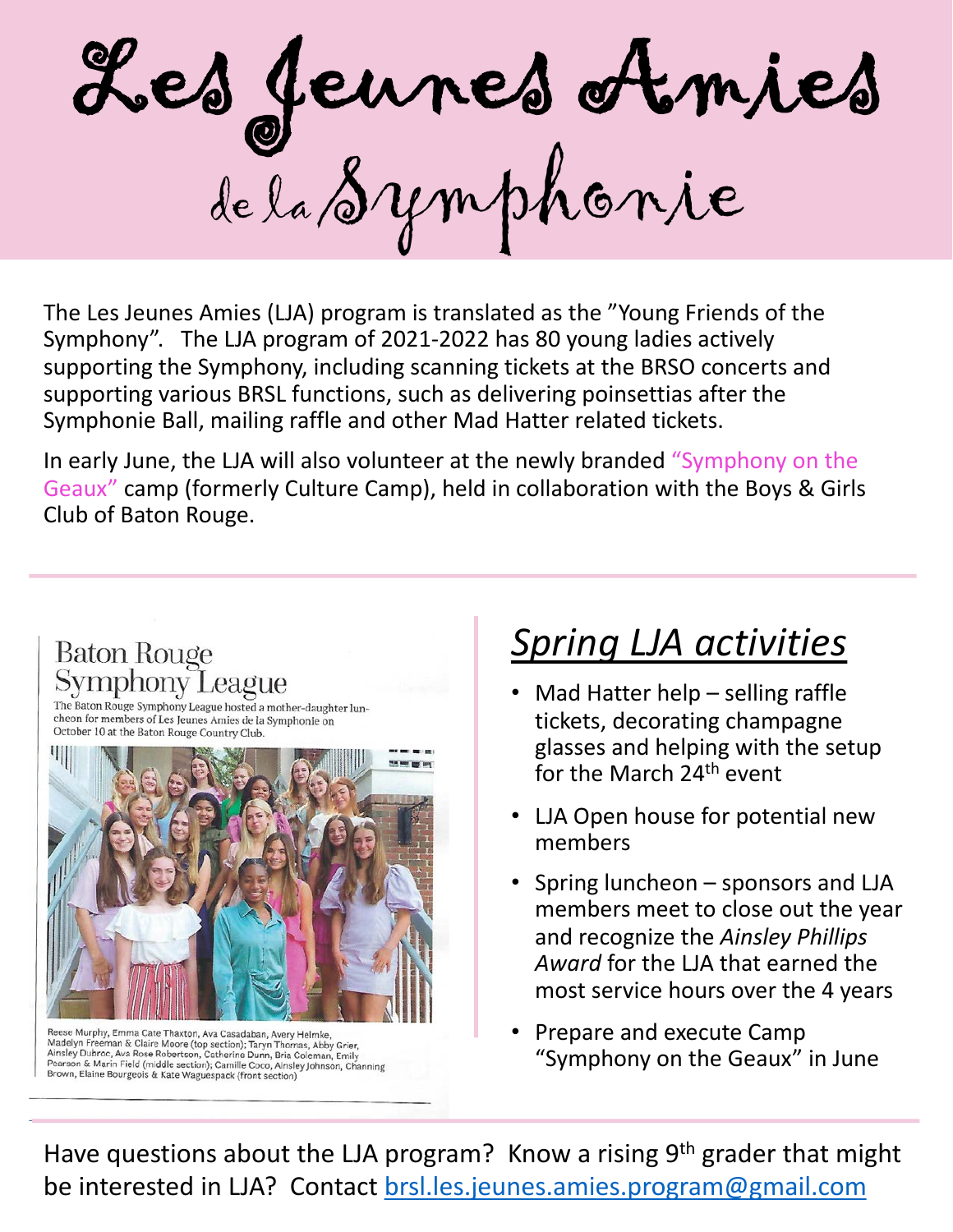# Les Jeunes Amies de la Symphonie

The Les Jeunes Amies (LJA) program is translated as the "Young Friends of the Symphony". The LJA program of 2021-2022 has 80 young ladies actively supporting the Symphony, including scanning tickets at the BRSO concerts and supporting various BRSL functions, such as delivering poinsettias after the Symphonie Ball, mailing raffle and other Mad Hatter related tickets.

In early June, the LJA will also volunteer at the newly branded "Symphony on the Geaux" camp (formerly Culture Camp), held in collaboration with the Boys & Girls Club of Baton Rouge.

## Baton Rouge Symphony League

The Baton Rouge Symphony League hosted a mother-daughter luncheon for members of Les Jeunes Amies de la Symphonie on October 10 at the Baton Rouge Country Club.

Reese Murphy, Emma Cate Thaxton, Ava Casadaban, Avery Helmke, Madelyn Freeman & Claire Moore (top section); Taryn Thomas, Abby Grier, Ainsley Dubroc, Ava Rose Robertson, Catherine Dunn, Bria Coleman, Emily Pearson & Marin Field (middle section); Camille Coco, Ainsley Johnson, Channing Brown, Elaine Bourgeois & Kate Waguespack (front section)

## *Spring LJA activities*

- Mad Hatter help – selling raffle tickets, decorating champagne glasses and helping with the setup for the March 24th event
- LJA Open house for potential new members
- Spring luncheon – sponsors and LJA members meet to close out the year and recognize the *Ainsley Phillips Award* for the LJA that earned the most service hours over the 4 years
- Prepare and execute Camp "Symphony on the Geaux" in June

Have questions about the LJA program? Know a rising 9th grader that might be interested in LJA? Contact brsl.les.jeunes.amies.program@gmail.com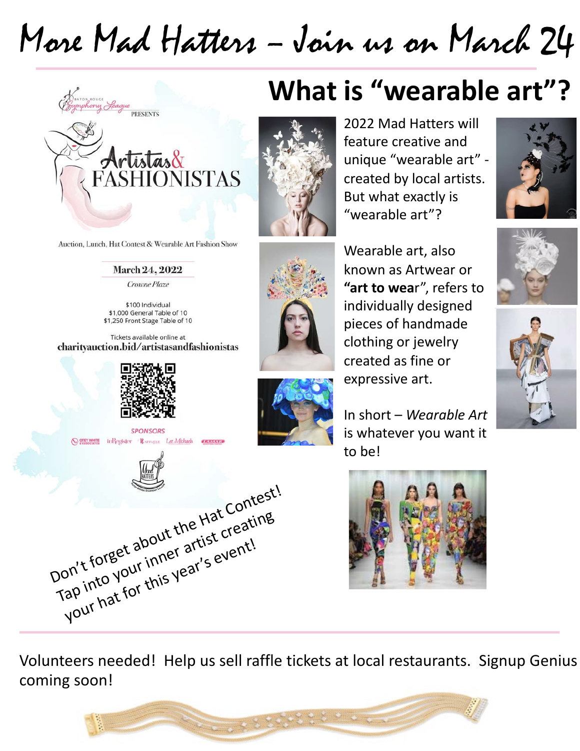# More Mad Hatters – Join us on March 24

Baton Rouge Symphony League PRESENTS

## Artistas & FASHIONISTAS

Auction, Lunch, Hat Contest & Wearable Art Fashion Show

**March 24, 2022**

*Crowne Plaze*

$100 Individual
$1,000 General Table of 10
$1,250 Front Stage Table of 10

Tickets available online at
**charityauction.bid/artistasandfashionistas**

SPONSORS

Don't forget about the Hat Contest! Tap into your inner artist creating your hat for this year's event!

# What is "wearable art"?

2022 Mad Hatters will feature creative and unique "wearable art" - created by local artists. But what exactly is "wearable art"?

Wearable art, also known as Artwear or **"art to wea**r", refers to individually designed pieces of handmade clothing or jewelry created as fine or expressive art.

In short – *Wearable Art* is whatever you want it to be!

---

Volunteers needed! Help us sell raffle tickets at local restaurants. Signup Genius coming soon!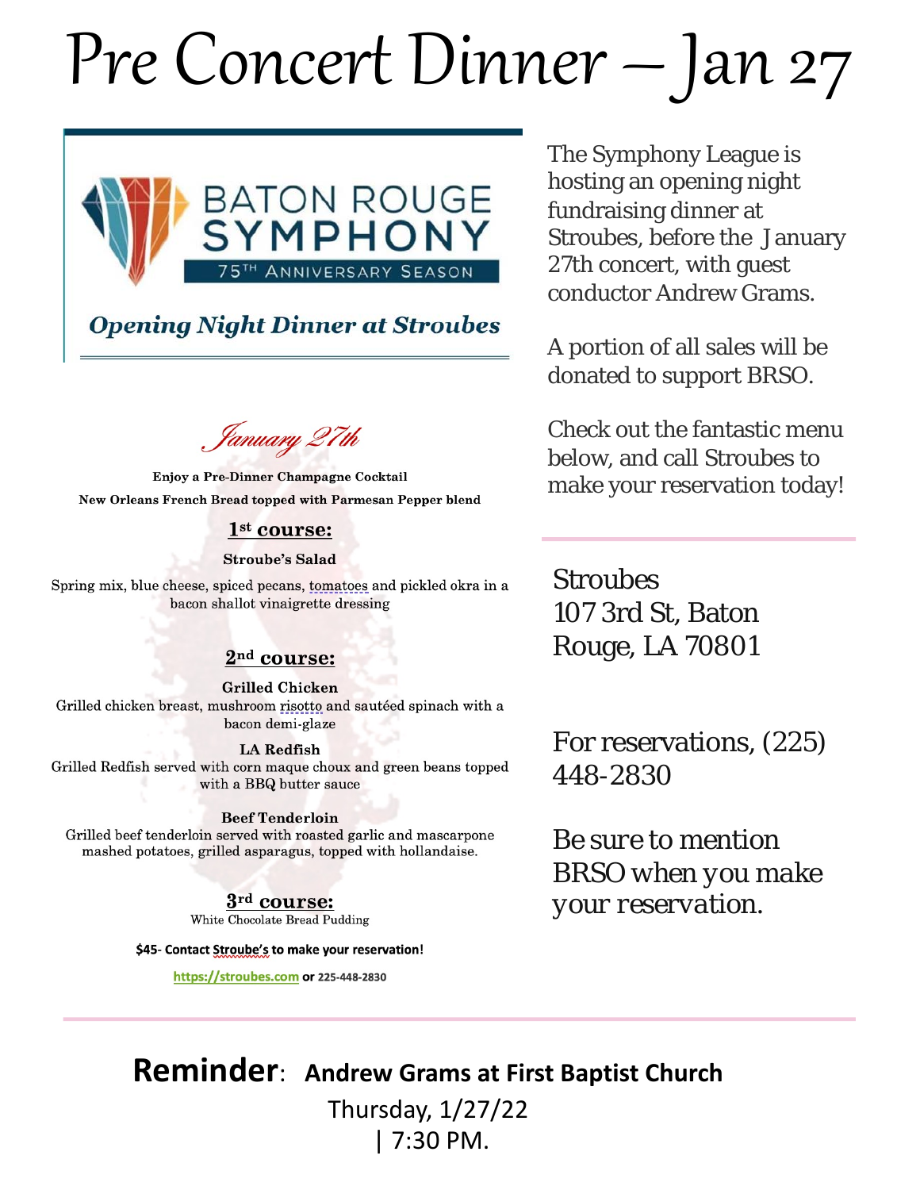# Pre Concert Dinner – Jan 27

BATON ROUGE SYMPHONY

75TH ANNIVERSARY SEASON

***Opening Night Dinner at Stroubes***

*January 27th*

**Enjoy a Pre-Dinner Champagne Cocktail**

**New Orleans French Bread topped with Parmesan Pepper blend**

**1st course:**

**Stroube's Salad**

Spring mix, blue cheese, spiced pecans, tomatoes and pickled okra in a bacon shallot vinaigrette dressing

**2nd course:**

**Grilled Chicken**

Grilled chicken breast, mushroom risotto and sautéed spinach with a bacon demi-glaze

**LA Redfish**

Grilled Redfish served with corn maque choux and green beans topped with a BBQ butter sauce

**Beef Tenderloin**

Grilled beef tenderloin served with roasted garlic and mascarpone mashed potatoes, grilled asparagus, topped with hollandaise.

**3rd course:**

White Chocolate Bread Pudding

**$45- Contact Stroube's to make your reservation!**

https://stroubes.com **or 225-448-2830**

The Symphony League is hosting an opening night fundraising dinner at Stroubes, before the January 27th concert, with guest conductor Andrew Grams.

A portion of all sales will be donated to support BRSO.

Check out the fantastic menu below, and call Stroubes to make your reservation today!

Stroubes
107 3rd St, Baton Rouge, LA 70801

For reservations, (225) 448-2830

Be sure to mention BRSO when you make your reservation.

**Reminder**: **Andrew Grams at First Baptist Church**

Thursday, 1/27/22 | 7:30 PM.